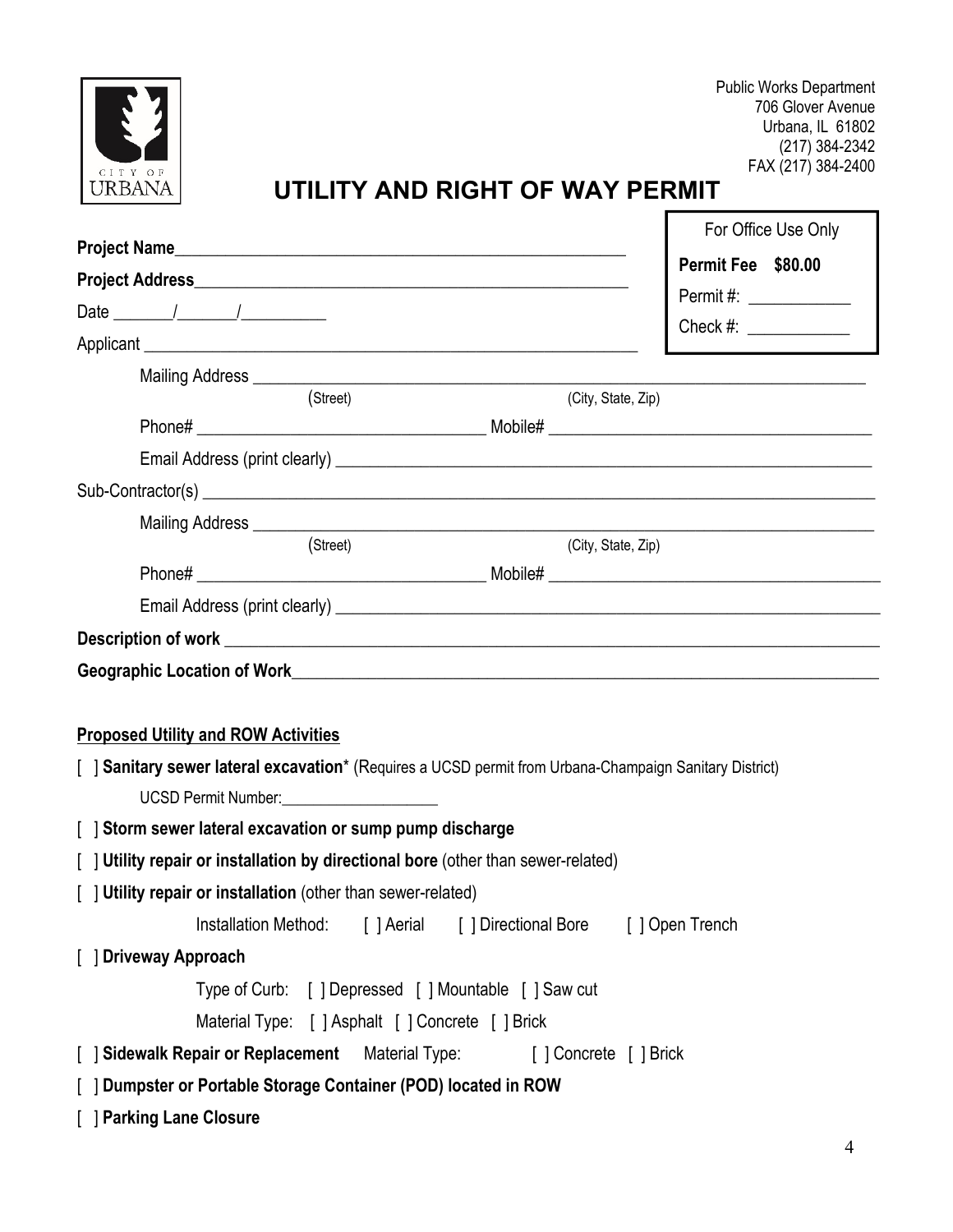Public Works Department
706 Glover Avenue
Urbana, IL 61802
(217) 384-2342
FAX (217) 384-2400

CITY OF URBANA

# UTILITY AND RIGHT OF WAY PERMIT

| For Office Use Only |
|---|
| **Permit Fee $80.00** |
| Permit #: ___________ |
| Check #: ___________ |

**Project Name**_____________________________________________________

**Project Address**__________________________________________________

Date _______/_______/__________

Applicant ___________________________________________________________

Mailing Address ______________________________________________________________
(Street) (City, State, Zip)

Phone# ________________________________ Mobile# ____________________________________

Email Address (print clearly) ______________________________________________________

Sub-Contractor(s) ______________________________________________________________________

Mailing Address ______________________________________________________________
(Street) (City, State, Zip)

Phone# ________________________________ Mobile# ____________________________________

Email Address (print clearly) ______________________________________________________

**Description of work** ____________________________________________________________________

**Geographic Location of Work**______________________________________________________________

**Proposed Utility and ROW Activities**

[ ] **Sanitary sewer lateral excavation*** (Requires a UCSD permit from Urbana-Champaign Sanitary District)

UCSD Permit Number:____________________

[ ] **Storm sewer lateral excavation or sump pump discharge**

[ ] **Utility repair or installation by directional bore** (other than sewer-related)

[ ] **Utility repair or installation** (other than sewer-related)

Installation Method: [ ] Aerial [ ] Directional Bore [ ] Open Trench

[ ] **Driveway Approach**

Type of Curb: [ ] Depressed [ ] Mountable [ ] Saw cut

Material Type: [ ] Asphalt [ ] Concrete [ ] Brick

[ ] **Sidewalk Repair or Replacement** Material Type: [ ] Concrete [ ] Brick

[ ] **Dumpster or Portable Storage Container (POD) located in ROW**

[ ] **Parking Lane Closure**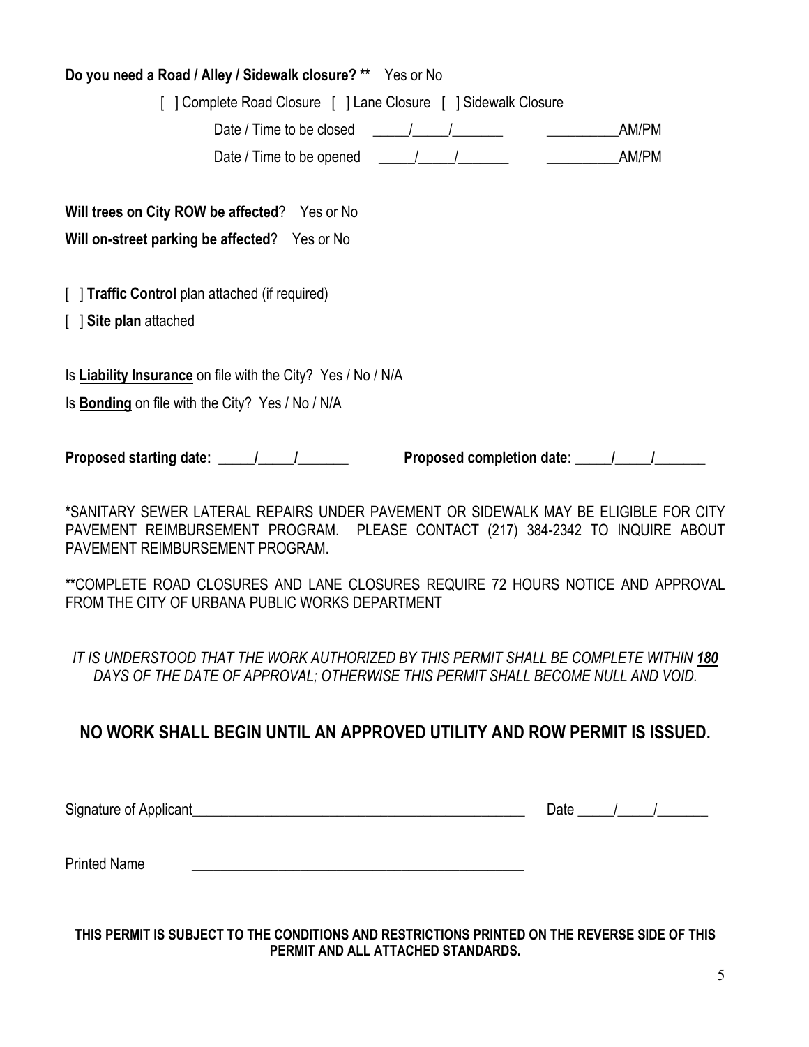**Do you need a Road / Alley / Sidewalk closure? \*\*** Yes or No

[ ] Complete Road Closure [ ] Lane Closure [ ] Sidewalk Closure

Date / Time to be closed _____/_____/_______ __________AM/PM

Date / Time to be opened _____/_____/_______ __________AM/PM

**Will trees on City ROW be affected**? Yes or No

**Will on-street parking be affected**? Yes or No

[ ] **Traffic Control** plan attached (if required)

[ ] **Site plan** attached

Is **Liability Insurance** on file with the City? Yes / No / N/A

Is **Bonding** on file with the City? Yes / No / N/A

**Proposed starting date: _____/_____/_______** **Proposed completion date: _____/_____/_______**

**\***SANITARY SEWER LATERAL REPAIRS UNDER PAVEMENT OR SIDEWALK MAY BE ELIGIBLE FOR CITY PAVEMENT REIMBURSEMENT PROGRAM. PLEASE CONTACT (217) 384-2342 TO INQUIRE ABOUT PAVEMENT REIMBURSEMENT PROGRAM.

\*\*COMPLETE ROAD CLOSURES AND LANE CLOSURES REQUIRE 72 HOURS NOTICE AND APPROVAL FROM THE CITY OF URBANA PUBLIC WORKS DEPARTMENT

*IT IS UNDERSTOOD THAT THE WORK AUTHORIZED BY THIS PERMIT SHALL BE COMPLETE WITHIN **180** DAYS OF THE DATE OF APPROVAL; OTHERWISE THIS PERMIT SHALL BECOME NULL AND VOID.*

## NO WORK SHALL BEGIN UNTIL AN APPROVED UTILITY AND ROW PERMIT IS ISSUED.

Signature of Applicant_______________________________________________ Date _____/_____/_______

Printed Name _______________________________________________

**THIS PERMIT IS SUBJECT TO THE CONDITIONS AND RESTRICTIONS PRINTED ON THE REVERSE SIDE OF THIS PERMIT AND ALL ATTACHED STANDARDS.**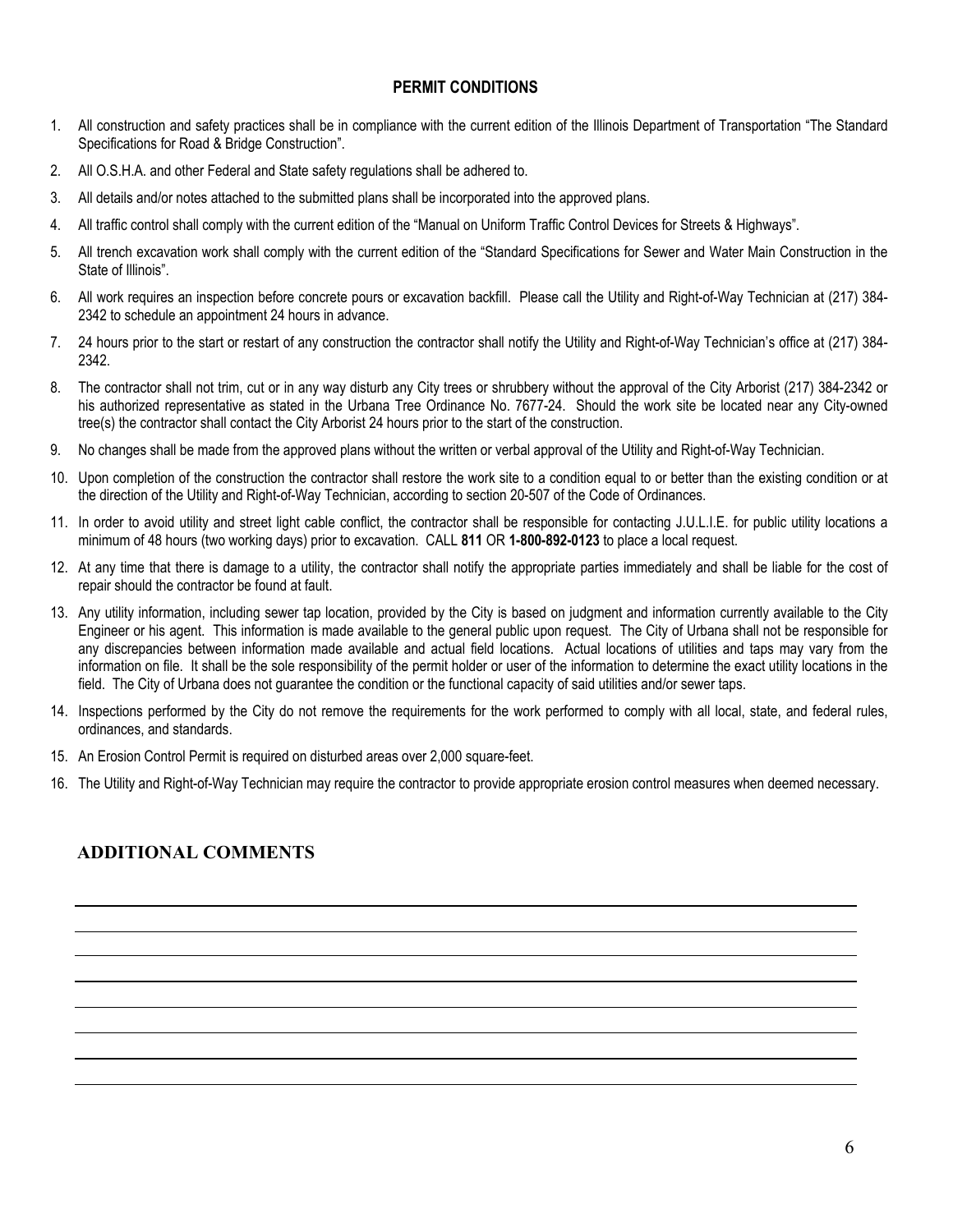## PERMIT CONDITIONS

1. All construction and safety practices shall be in compliance with the current edition of the Illinois Department of Transportation "The Standard Specifications for Road & Bridge Construction".
2. All O.S.H.A. and other Federal and State safety regulations shall be adhered to.
3. All details and/or notes attached to the submitted plans shall be incorporated into the approved plans.
4. All traffic control shall comply with the current edition of the "Manual on Uniform Traffic Control Devices for Streets & Highways".
5. All trench excavation work shall comply with the current edition of the "Standard Specifications for Sewer and Water Main Construction in the State of Illinois".
6. All work requires an inspection before concrete pours or excavation backfill. Please call the Utility and Right-of-Way Technician at (217) 384-2342 to schedule an appointment 24 hours in advance.
7. 24 hours prior to the start or restart of any construction the contractor shall notify the Utility and Right-of-Way Technician's office at (217) 384-2342.
8. The contractor shall not trim, cut or in any way disturb any City trees or shrubbery without the approval of the City Arborist (217) 384-2342 or his authorized representative as stated in the Urbana Tree Ordinance No. 7677-24. Should the work site be located near any City-owned tree(s) the contractor shall contact the City Arborist 24 hours prior to the start of the construction.
9. No changes shall be made from the approved plans without the written or verbal approval of the Utility and Right-of-Way Technician.
10. Upon completion of the construction the contractor shall restore the work site to a condition equal to or better than the existing condition or at the direction of the Utility and Right-of-Way Technician, according to section 20-507 of the Code of Ordinances.
11. In order to avoid utility and street light cable conflict, the contractor shall be responsible for contacting J.U.L.I.E. for public utility locations a minimum of 48 hours (two working days) prior to excavation. CALL **811** OR **1-800-892-0123** to place a local request.
12. At any time that there is damage to a utility, the contractor shall notify the appropriate parties immediately and shall be liable for the cost of repair should the contractor be found at fault.
13. Any utility information, including sewer tap location, provided by the City is based on judgment and information currently available to the City Engineer or his agent. This information is made available to the general public upon request. The City of Urbana shall not be responsible for any discrepancies between information made available and actual field locations. Actual locations of utilities and taps may vary from the information on file. It shall be the sole responsibility of the permit holder or user of the information to determine the exact utility locations in the field. The City of Urbana does not guarantee the condition or the functional capacity of said utilities and/or sewer taps.
14. Inspections performed by the City do not remove the requirements for the work performed to comply with all local, state, and federal rules, ordinances, and standards.
15. An Erosion Control Permit is required on disturbed areas over 2,000 square-feet.
16. The Utility and Right-of-Way Technician may require the contractor to provide appropriate erosion control measures when deemed necessary.

## ADDITIONAL COMMENTS

________________________________________________________________________________

________________________________________________________________________________

________________________________________________________________________________

________________________________________________________________________________

________________________________________________________________________________

________________________________________________________________________________

________________________________________________________________________________

________________________________________________________________________________